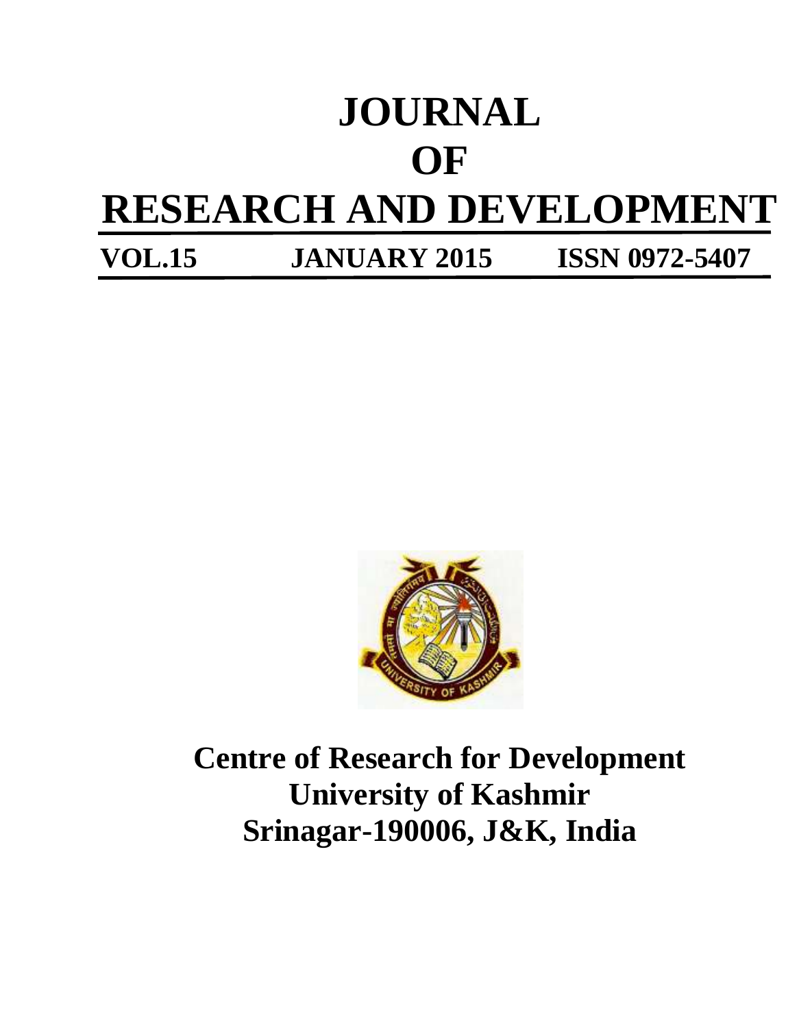# JOURNAL OF RESEARCH AND DEVELOPMENT

**VOL.15 JANUARY 2015 ISSN 0972-5407**

**Centre of Research for Development**
**University of Kashmir**
**Srinagar-190006, J&K, India**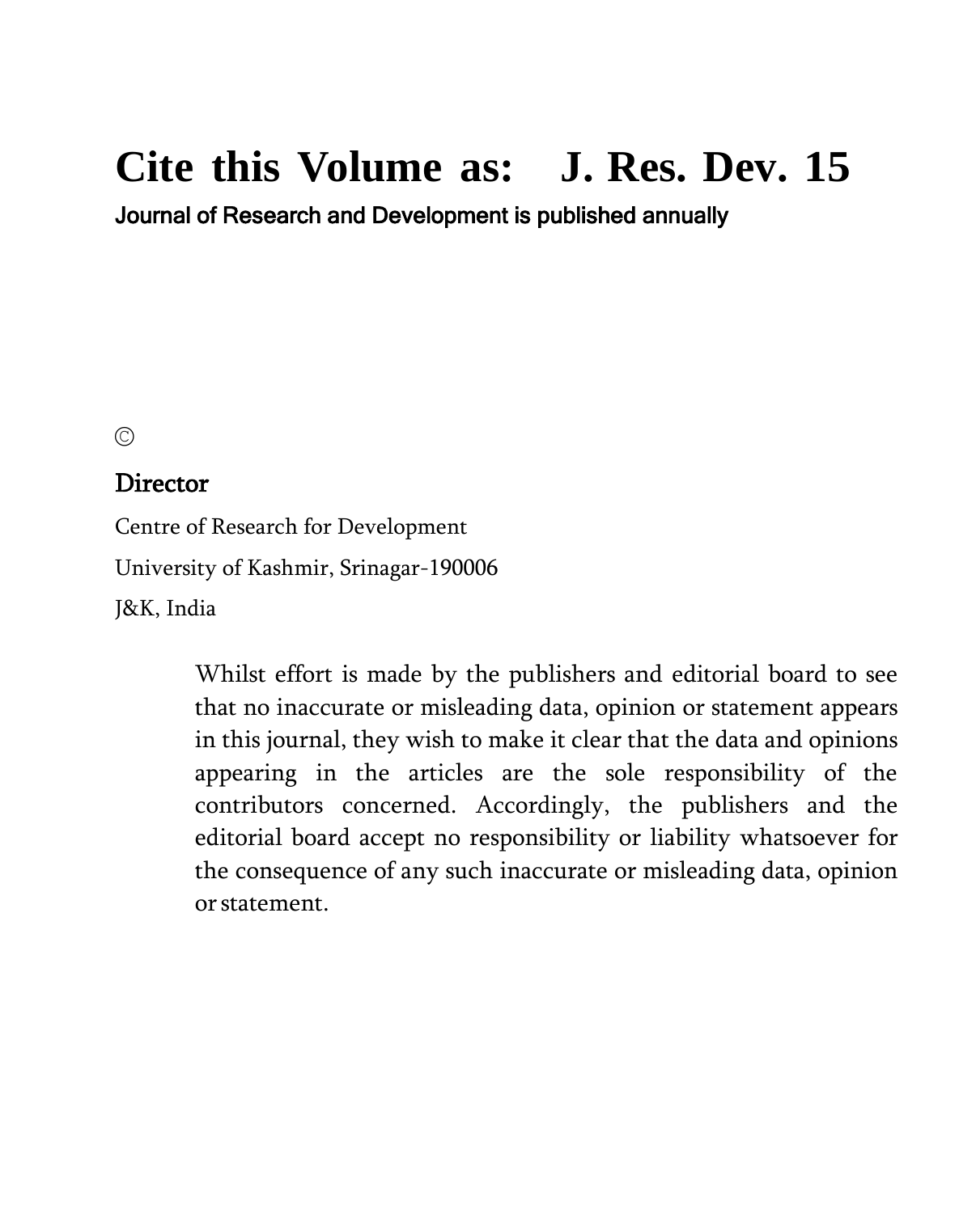# Cite this Volume as: J. Res. Dev. 15

Journal of Research and Development is published annually

©

**Director**

Centre of Research for Development

University of Kashmir, Srinagar-190006

J&K, India

Whilst effort is made by the publishers and editorial board to see that no inaccurate or misleading data, opinion or statement appears in this journal, they wish to make it clear that the data and opinions appearing in the articles are the sole responsibility of the contributors concerned. Accordingly, the publishers and the editorial board accept no responsibility or liability whatsoever for the consequence of any such inaccurate or misleading data, opinion or statement.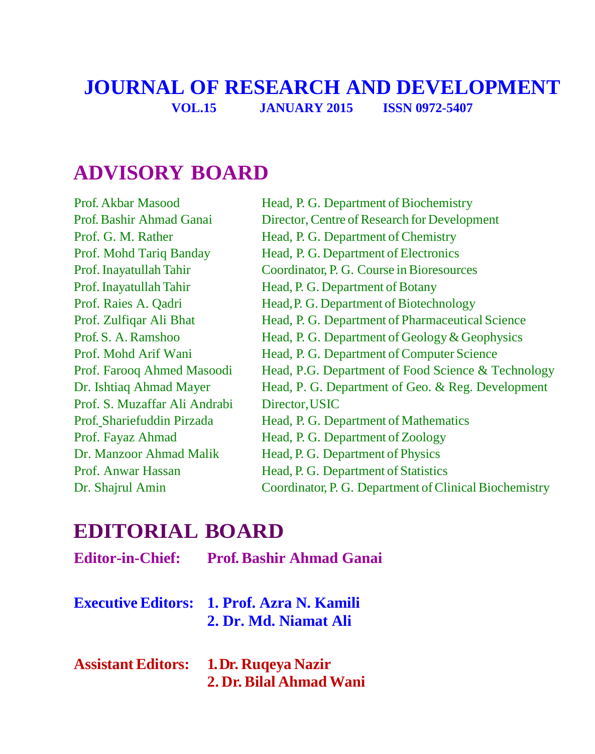# JOURNAL OF RESEARCH AND DEVELOPMENT

**VOL.15 JANUARY 2015 ISSN 0972-5407**

## ADVISORY BOARD

| | |
|---|---|
| Prof. Akbar Masood | Head, P. G. Department of Biochemistry |
| Prof. Bashir Ahmad Ganai | Director, Centre of Research for Development |
| Prof. G. M. Rather | Head, P. G. Department of Chemistry |
| Prof. Mohd Tariq Banday | Head, P. G. Department of Electronics |
| Prof. Inayatullah Tahir | Coordinator, P. G. Course in Bioresources |
| Prof. Inayatullah Tahir | Head, P. G. Department of Botany |
| Prof. Raies A. Qadri | Head, P. G. Department of Biotechnology |
| Prof. Zulfiqar Ali Bhat | Head, P. G. Department of Pharmaceutical Science |
| Prof. S. A. Ramshoo | Head, P. G. Department of Geology & Geophysics |
| Prof. Mohd Arif Wani | Head, P. G. Department of Computer Science |
| Prof. Farooq Ahmed Masoodi | Head, P.G. Department of Food Science & Technology |
| Dr. Ishtiaq Ahmad Mayer | Head, P. G. Department of Geo. & Reg. Development |
| Prof. S. Muzaffar Ali Andrabi | Director, USIC |
| Prof. Shariefuddin Pirzada | Head, P. G. Department of Mathematics |
| Prof. Fayaz Ahmad | Head, P. G. Department of Zoology |
| Dr. Manzoor Ahmad Malik | Head, P. G. Department of Physics |
| Prof. Anwar Hassan | Head, P. G. Department of Statistics |
| Dr. Shajrul Amin | Coordinator, P. G. Department of Clinical Biochemistry |

## EDITORIAL BOARD

**Editor-in-Chief:** **Prof. Bashir Ahmad Ganai**

**Executive Editors:**
1. **Prof. Azra N. Kamili**
2. **Dr. Md. Niamat Ali**

**Assistant Editors:**
1. **Dr. Ruqeya Nazir**
2. **Dr. Bilal Ahmad Wani**